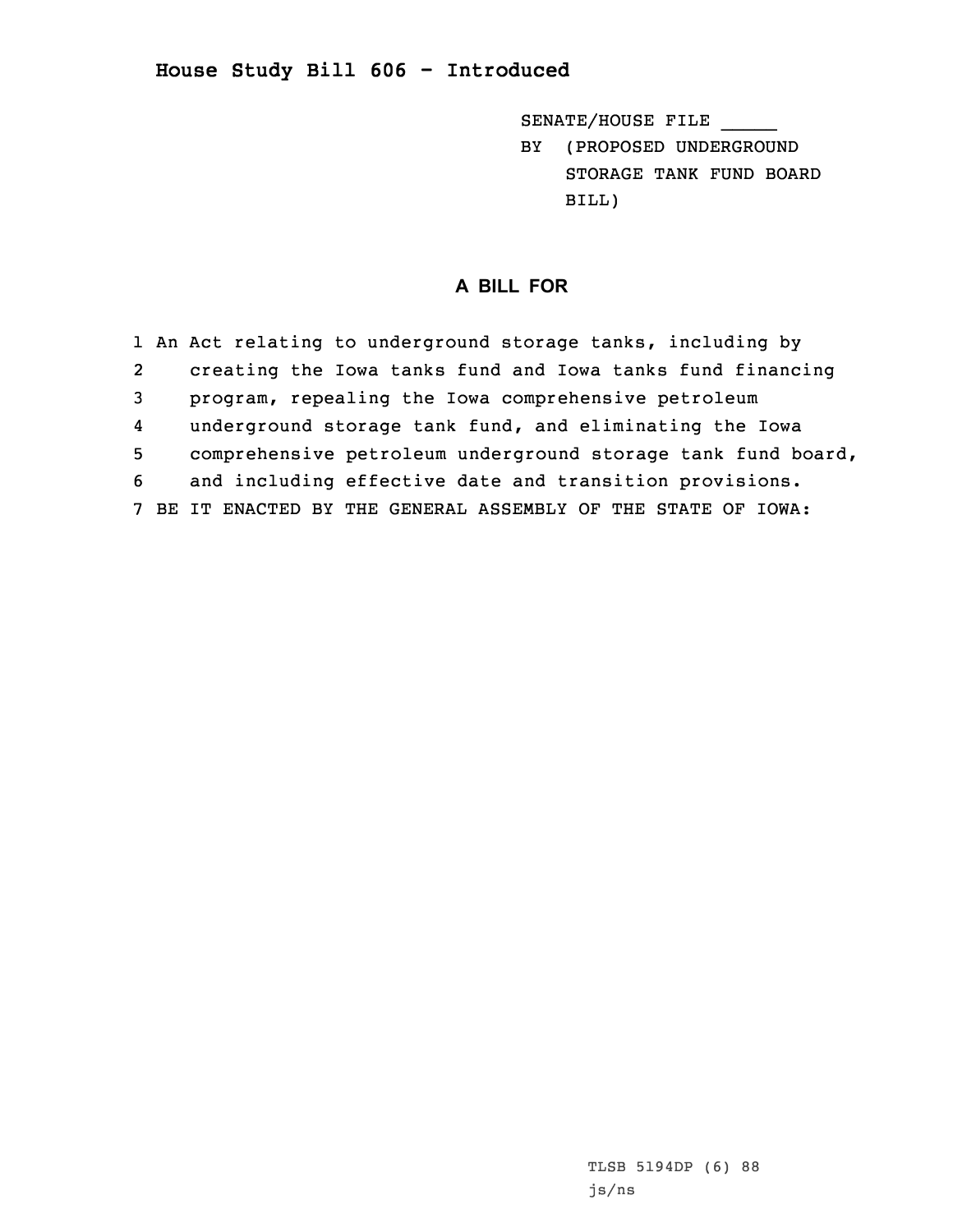# House Study Bill 606 - Introduced

SENATE/HOUSE FILE _____

BY (PROPOSED UNDERGROUND STORAGE TANK FUND BOARD BILL)

## A BILL FOR

1 An Act relating to underground storage tanks, including by
2 creating the Iowa tanks fund and Iowa tanks fund financing
3 program, repealing the Iowa comprehensive petroleum
4 underground storage tank fund, and eliminating the Iowa
5 comprehensive petroleum underground storage tank fund board,
6 and including effective date and transition provisions.
7 BE IT ENACTED BY THE GENERAL ASSEMBLY OF THE STATE OF IOWA:

TLSB 5194DP (6) 88
js/ns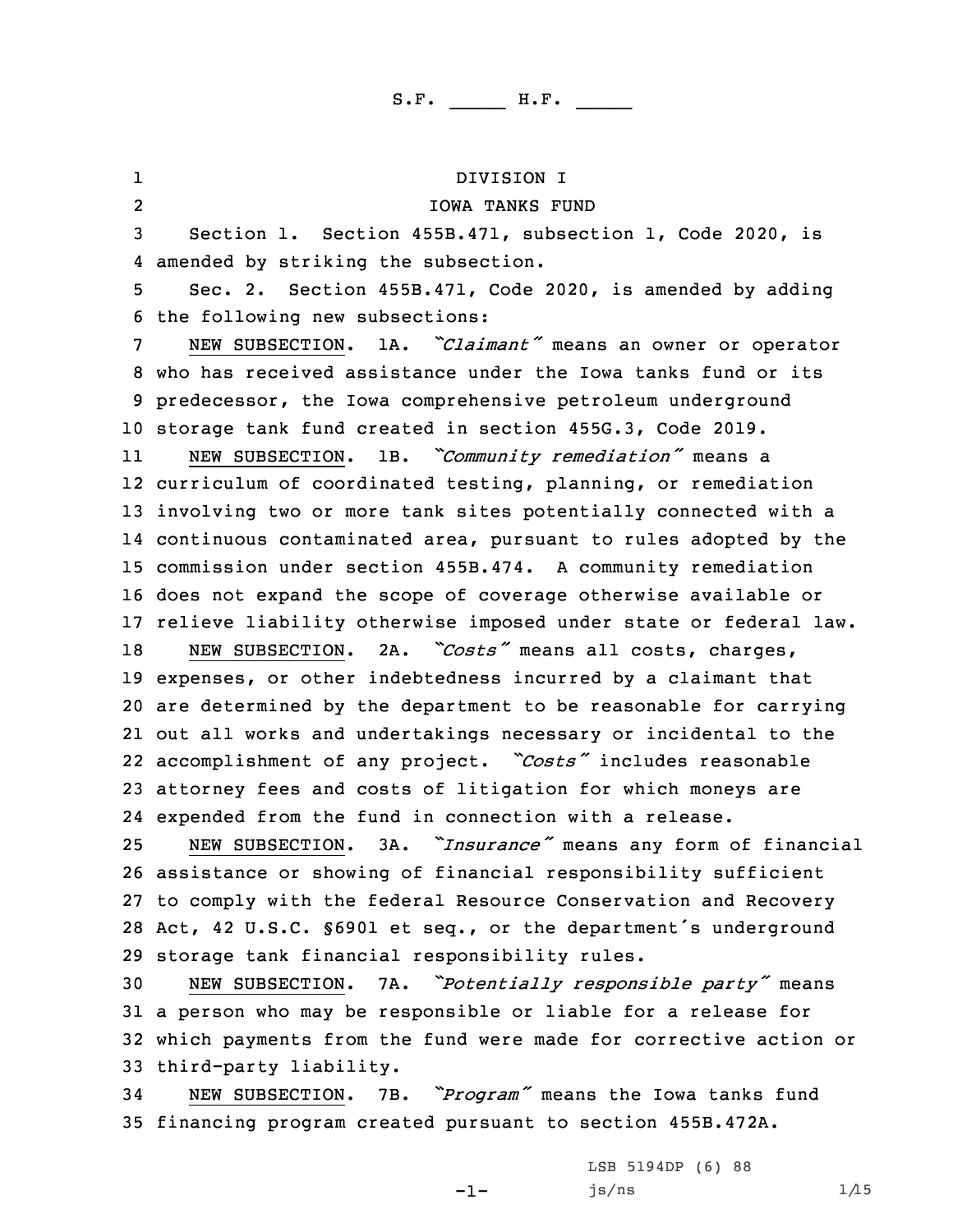S.F. _____ H.F. _____

DIVISION I

IOWA TANKS FUND

Section 1. Section 455B.471, subsection 1, Code 2020, is amended by striking the subsection.

Sec. 2. Section 455B.471, Code 2020, is amended by adding the following new subsections:

NEW SUBSECTION. 1A. *"Claimant"* means an owner or operator who has received assistance under the Iowa tanks fund or its predecessor, the Iowa comprehensive petroleum underground storage tank fund created in section 455G.3, Code 2019.

NEW SUBSECTION. 1B. *"Community remediation"* means a curriculum of coordinated testing, planning, or remediation involving two or more tank sites potentially connected with a continuous contaminated area, pursuant to rules adopted by the commission under section 455B.474. A community remediation does not expand the scope of coverage otherwise available or relieve liability otherwise imposed under state or federal law.

NEW SUBSECTION. 2A. *"Costs"* means all costs, charges, expenses, or other indebtedness incurred by a claimant that are determined by the department to be reasonable for carrying out all works and undertakings necessary or incidental to the accomplishment of any project. *"Costs"* includes reasonable attorney fees and costs of litigation for which moneys are expended from the fund in connection with a release.

NEW SUBSECTION. 3A. *"Insurance"* means any form of financial assistance or showing of financial responsibility sufficient to comply with the federal Resource Conservation and Recovery Act, 42 U.S.C. §6901 et seq., or the department's underground storage tank financial responsibility rules.

NEW SUBSECTION. 7A. *"Potentially responsible party"* means a person who may be responsible or liable for a release for which payments from the fund were made for corrective action or third-party liability.

NEW SUBSECTION. 7B. *"Program"* means the Iowa tanks fund financing program created pursuant to section 455B.472A.

LSB 5194DP (6) 88
js/ns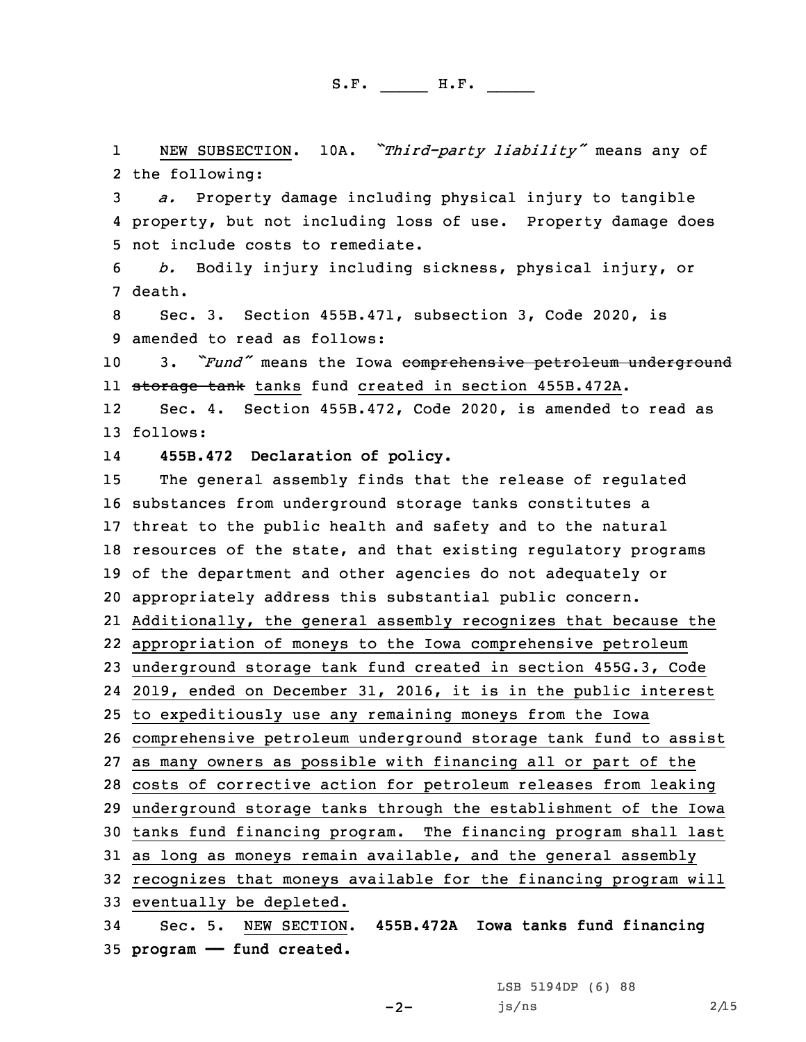NEW SUBSECTION. 10A. *"Third-party liability"* means any of the following:

*a.* Property damage including physical injury to tangible property, but not including loss of use. Property damage does not include costs to remediate.

*b.* Bodily injury including sickness, physical injury, or death.

Sec. 3. Section 455B.471, subsection 3, Code 2020, is amended to read as follows:

3. *"Fund"* means the Iowa ~~comprehensive petroleum underground storage tank~~ tanks fund created in section 455B.472A.

Sec. 4. Section 455B.472, Code 2020, is amended to read as follows:

**455B.472 Declaration of policy.**

The general assembly finds that the release of regulated substances from underground storage tanks constitutes a threat to the public health and safety and to the natural resources of the state, and that existing regulatory programs of the department and other agencies do not adequately or appropriately address this substantial public concern. Additionally, the general assembly recognizes that because the appropriation of moneys to the Iowa comprehensive petroleum underground storage tank fund created in section 455G.3, Code 2019, ended on December 31, 2016, it is in the public interest to expeditiously use any remaining moneys from the Iowa comprehensive petroleum underground storage tank fund to assist as many owners as possible with financing all or part of the costs of corrective action for petroleum releases from leaking underground storage tanks through the establishment of the Iowa tanks fund financing program. The financing program shall last as long as moneys remain available, and the general assembly recognizes that moneys available for the financing program will eventually be depleted.

Sec. 5. NEW SECTION. **455B.472A Iowa tanks fund financing program — fund created.**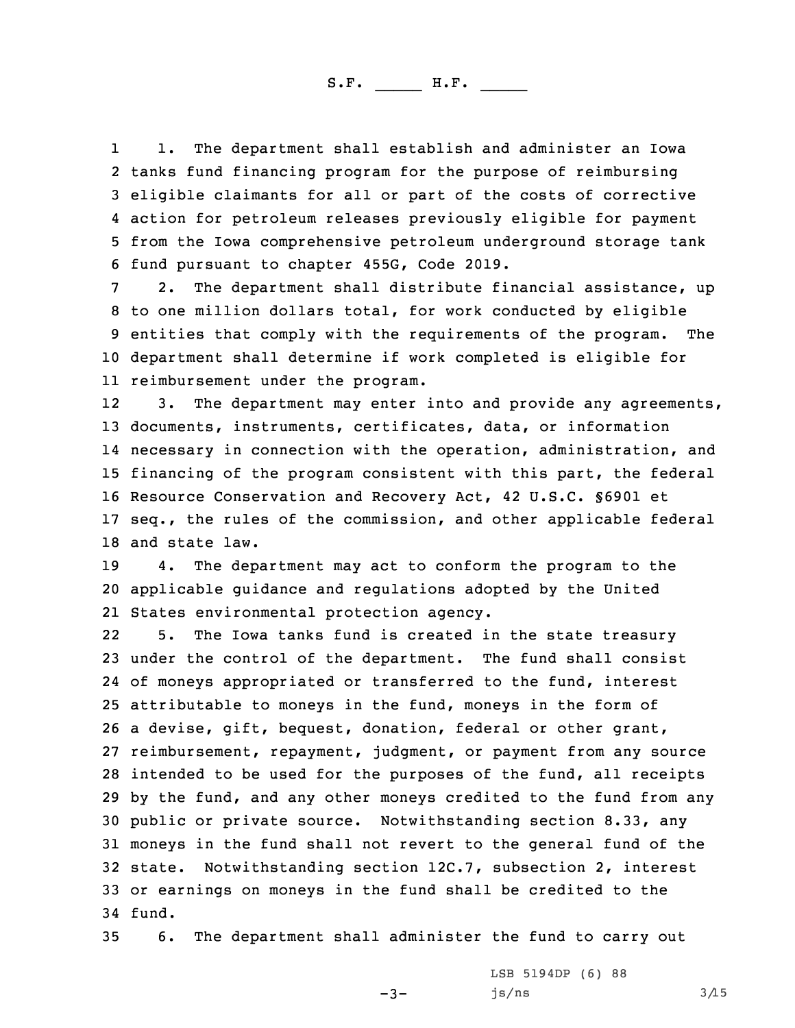1. The department shall establish and administer an Iowa tanks fund financing program for the purpose of reimbursing eligible claimants for all or part of the costs of corrective action for petroleum releases previously eligible for payment from the Iowa comprehensive petroleum underground storage tank fund pursuant to chapter 455G, Code 2019.

2. The department shall distribute financial assistance, up to one million dollars total, for work conducted by eligible entities that comply with the requirements of the program. The department shall determine if work completed is eligible for reimbursement under the program.

3. The department may enter into and provide any agreements, documents, instruments, certificates, data, or information necessary in connection with the operation, administration, and financing of the program consistent with this part, the federal Resource Conservation and Recovery Act, 42 U.S.C. §6901 et seq., the rules of the commission, and other applicable federal and state law.

4. The department may act to conform the program to the applicable guidance and regulations adopted by the United States environmental protection agency.

5. The Iowa tanks fund is created in the state treasury under the control of the department. The fund shall consist of moneys appropriated or transferred to the fund, interest attributable to moneys in the fund, moneys in the form of a devise, gift, bequest, donation, federal or other grant, reimbursement, repayment, judgment, or payment from any source intended to be used for the purposes of the fund, all receipts by the fund, and any other moneys credited to the fund from any public or private source. Notwithstanding section 8.33, any moneys in the fund shall not revert to the general fund of the state. Notwithstanding section 12C.7, subsection 2, interest or earnings on moneys in the fund shall be credited to the fund.

6. The department shall administer the fund to carry out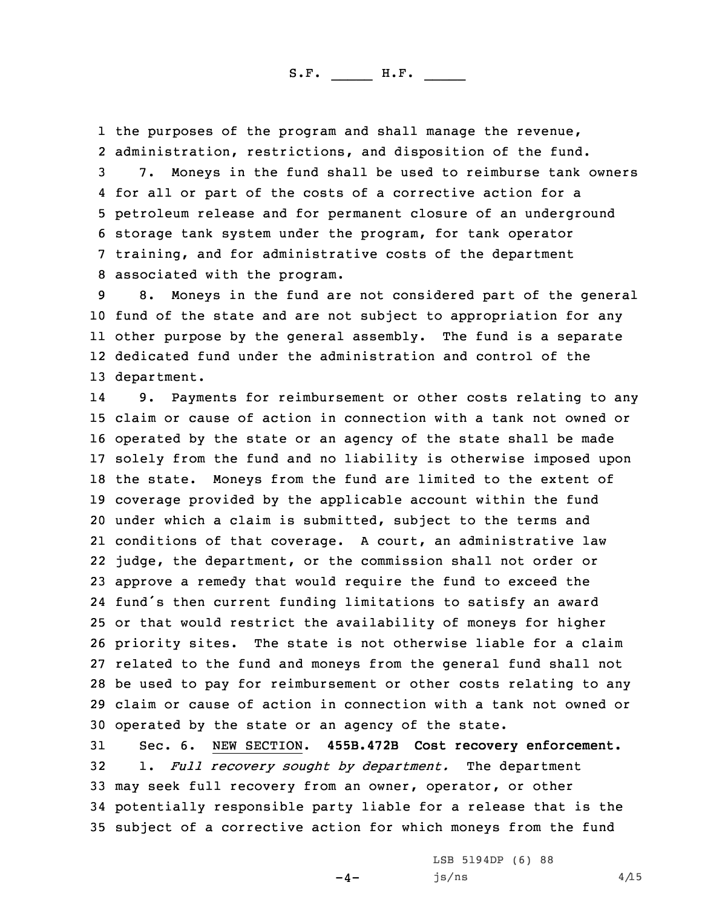the purposes of the program and shall manage the revenue, administration, restrictions, and disposition of the fund.

7. Moneys in the fund shall be used to reimburse tank owners for all or part of the costs of a corrective action for a petroleum release and for permanent closure of an underground storage tank system under the program, for tank operator training, and for administrative costs of the department associated with the program.

8. Moneys in the fund are not considered part of the general fund of the state and are not subject to appropriation for any other purpose by the general assembly. The fund is a separate dedicated fund under the administration and control of the department.

9. Payments for reimbursement or other costs relating to any claim or cause of action in connection with a tank not owned or operated by the state or an agency of the state shall be made solely from the fund and no liability is otherwise imposed upon the state. Moneys from the fund are limited to the extent of coverage provided by the applicable account within the fund under which a claim is submitted, subject to the terms and conditions of that coverage. A court, an administrative law judge, the department, or the commission shall not order or approve a remedy that would require the fund to exceed the fund's then current funding limitations to satisfy an award or that would restrict the availability of moneys for higher priority sites. The state is not otherwise liable for a claim related to the fund and moneys from the general fund shall not be used to pay for reimbursement or other costs relating to any claim or cause of action in connection with a tank not owned or operated by the state or an agency of the state.

Sec. 6. NEW SECTION. **455B.472B Cost recovery enforcement.**

1. *Full recovery sought by department.* The department may seek full recovery from an owner, operator, or other potentially responsible party liable for a release that is the subject of a corrective action for which moneys from the fund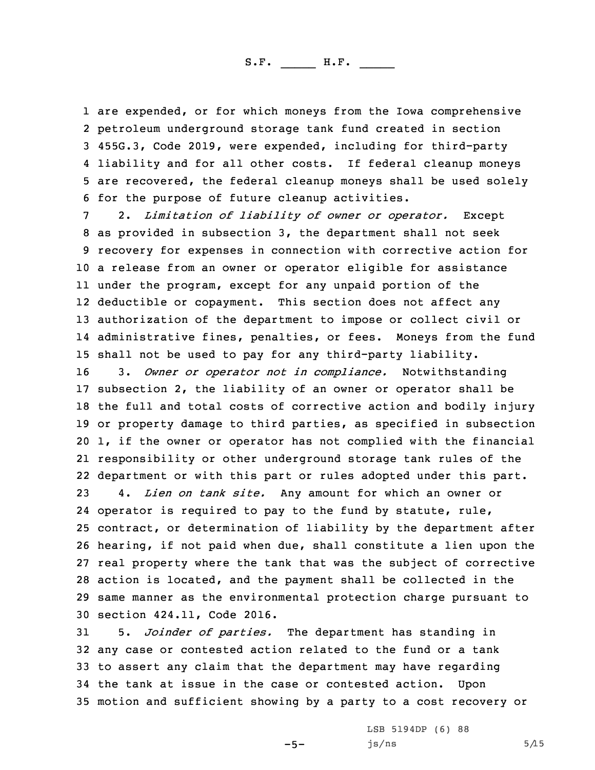are expended, or for which moneys from the Iowa comprehensive petroleum underground storage tank fund created in section 455G.3, Code 2019, were expended, including for third-party liability and for all other costs. If federal cleanup moneys are recovered, the federal cleanup moneys shall be used solely for the purpose of future cleanup activities.

2. *Limitation of liability of owner or operator.* Except as provided in subsection 3, the department shall not seek recovery for expenses in connection with corrective action for a release from an owner or operator eligible for assistance under the program, except for any unpaid portion of the deductible or copayment. This section does not affect any authorization of the department to impose or collect civil or administrative fines, penalties, or fees. Moneys from the fund shall not be used to pay for any third-party liability.

3. *Owner or operator not in compliance.* Notwithstanding subsection 2, the liability of an owner or operator shall be the full and total costs of corrective action and bodily injury or property damage to third parties, as specified in subsection 1, if the owner or operator has not complied with the financial responsibility or other underground storage tank rules of the department or with this part or rules adopted under this part.

4. *Lien on tank site.* Any amount for which an owner or operator is required to pay to the fund by statute, rule, contract, or determination of liability by the department after hearing, if not paid when due, shall constitute a lien upon the real property where the tank that was the subject of corrective action is located, and the payment shall be collected in the same manner as the environmental protection charge pursuant to section 424.11, Code 2016.

5. *Joinder of parties.* The department has standing in any case or contested action related to the fund or a tank to assert any claim that the department may have regarding the tank at issue in the case or contested action. Upon motion and sufficient showing by a party to a cost recovery or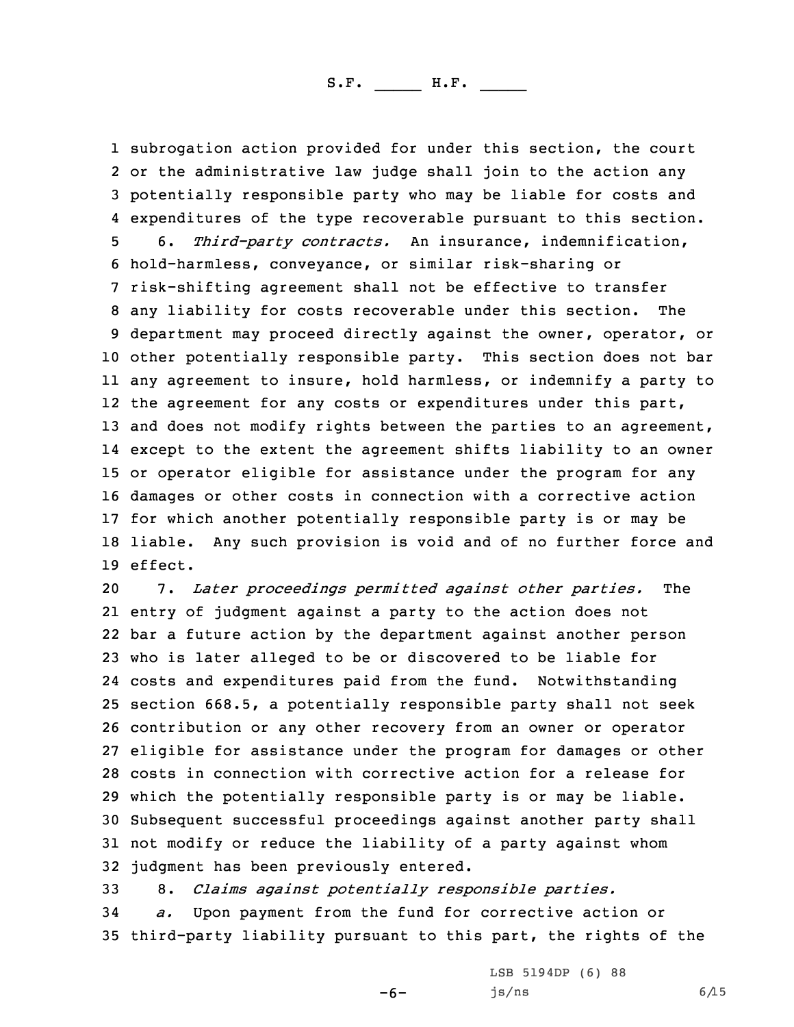subrogation action provided for under this section, the court or the administrative law judge shall join to the action any potentially responsible party who may be liable for costs and expenditures of the type recoverable pursuant to this section.

6. *Third-party contracts.* An insurance, indemnification, hold-harmless, conveyance, or similar risk-sharing or risk-shifting agreement shall not be effective to transfer any liability for costs recoverable under this section. The department may proceed directly against the owner, operator, or other potentially responsible party. This section does not bar any agreement to insure, hold harmless, or indemnify a party to the agreement for any costs or expenditures under this part, and does not modify rights between the parties to an agreement, except to the extent the agreement shifts liability to an owner or operator eligible for assistance under the program for any damages or other costs in connection with a corrective action for which another potentially responsible party is or may be liable. Any such provision is void and of no further force and effect.

7. *Later proceedings permitted against other parties.* The entry of judgment against a party to the action does not bar a future action by the department against another person who is later alleged to be or discovered to be liable for costs and expenditures paid from the fund. Notwithstanding section 668.5, a potentially responsible party shall not seek contribution or any other recovery from an owner or operator eligible for assistance under the program for damages or other costs in connection with corrective action for a release for which the potentially responsible party is or may be liable. Subsequent successful proceedings against another party shall not modify or reduce the liability of a party against whom judgment has been previously entered.

8. *Claims against potentially responsible parties.*

*a.* Upon payment from the fund for corrective action or third-party liability pursuant to this part, the rights of the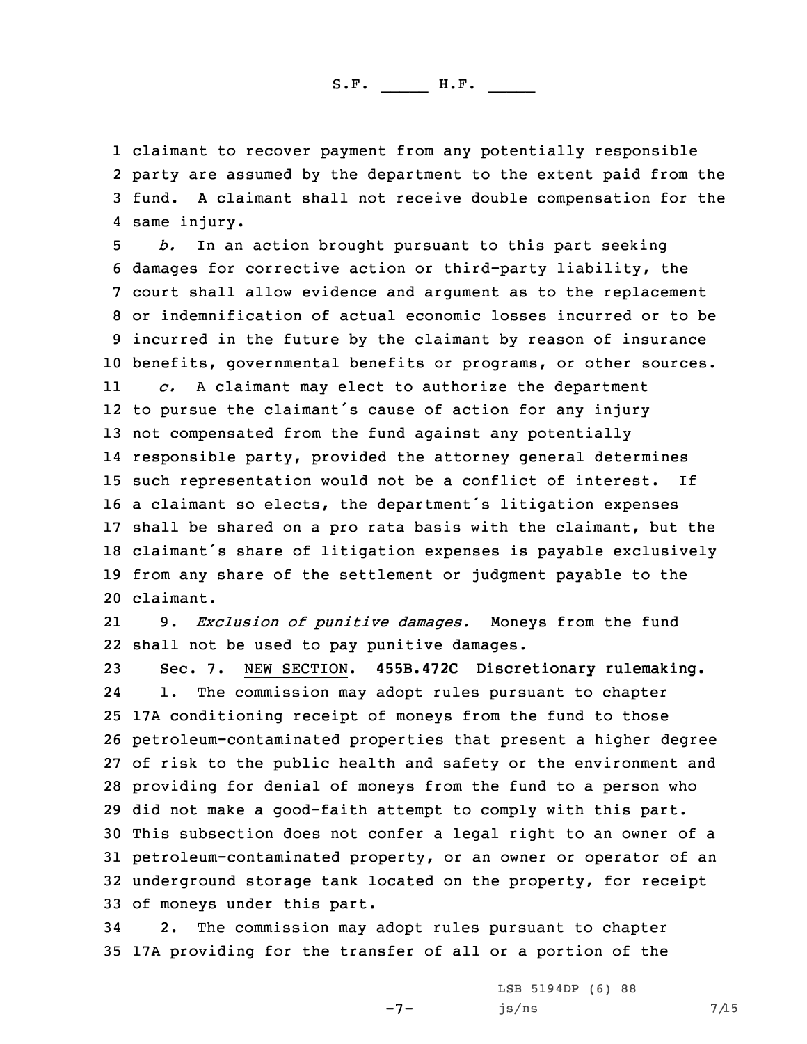claimant to recover payment from any potentially responsible party are assumed by the department to the extent paid from the fund. A claimant shall not receive double compensation for the same injury.

*b.* In an action brought pursuant to this part seeking damages for corrective action or third-party liability, the court shall allow evidence and argument as to the replacement or indemnification of actual economic losses incurred or to be incurred in the future by the claimant by reason of insurance benefits, governmental benefits or programs, or other sources.

*c.* A claimant may elect to authorize the department to pursue the claimant's cause of action for any injury not compensated from the fund against any potentially responsible party, provided the attorney general determines such representation would not be a conflict of interest. If a claimant so elects, the department's litigation expenses shall be shared on a pro rata basis with the claimant, but the claimant's share of litigation expenses is payable exclusively from any share of the settlement or judgment payable to the claimant.

9. *Exclusion of punitive damages.* Moneys from the fund shall not be used to pay punitive damages.

Sec. 7. NEW SECTION. **455B.472C Discretionary rulemaking.**

1. The commission may adopt rules pursuant to chapter 17A conditioning receipt of moneys from the fund to those petroleum-contaminated properties that present a higher degree of risk to the public health and safety or the environment and providing for denial of moneys from the fund to a person who did not make a good-faith attempt to comply with this part. This subsection does not confer a legal right to an owner of a petroleum-contaminated property, or an owner or operator of an underground storage tank located on the property, for receipt of moneys under this part.

2. The commission may adopt rules pursuant to chapter 17A providing for the transfer of all or a portion of the

LSB 5194DP (6) 88
js/ns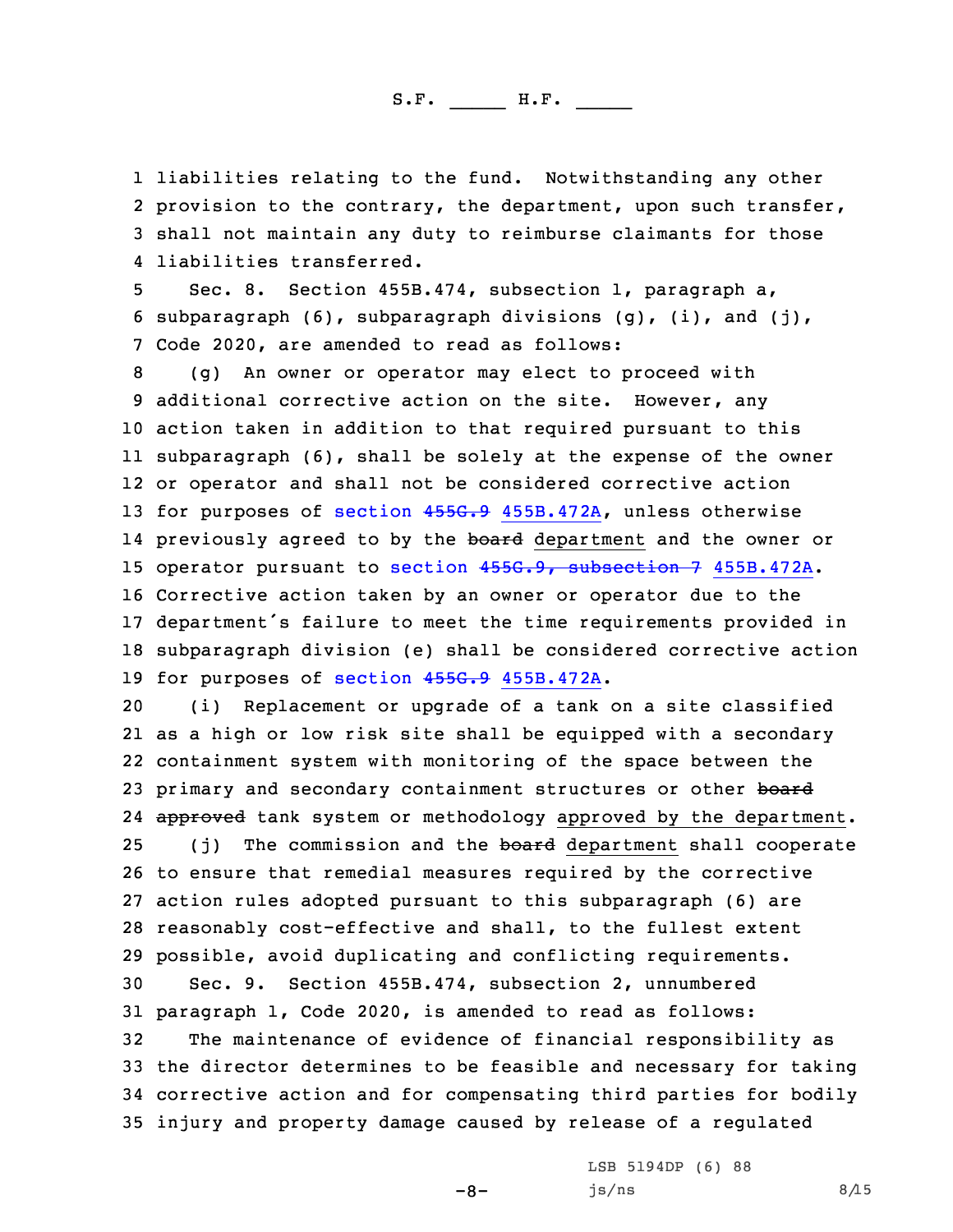liabilities relating to the fund. Notwithstanding any other provision to the contrary, the department, upon such transfer, shall not maintain any duty to reimburse claimants for those liabilities transferred.

Sec. 8. Section 455B.474, subsection 1, paragraph a, subparagraph (6), subparagraph divisions (g), (i), and (j), Code 2020, are amended to read as follows:

(g) An owner or operator may elect to proceed with additional corrective action on the site. However, any action taken in addition to that required pursuant to this subparagraph (6), shall be solely at the expense of the owner or operator and shall not be considered corrective action for purposes of section ~~455G.9~~ 455B.472A, unless otherwise previously agreed to by the ~~board~~ department and the owner or operator pursuant to section ~~455G.9, subsection 7~~ 455B.472A. Corrective action taken by an owner or operator due to the department's failure to meet the time requirements provided in subparagraph division (e) shall be considered corrective action for purposes of section ~~455G.9~~ 455B.472A.

(i) Replacement or upgrade of a tank on a site classified as a high or low risk site shall be equipped with a secondary containment system with monitoring of the space between the primary and secondary containment structures or other ~~board approved~~ tank system or methodology approved by the department.

(j) The commission and the ~~board~~ department shall cooperate to ensure that remedial measures required by the corrective action rules adopted pursuant to this subparagraph (6) are reasonably cost-effective and shall, to the fullest extent possible, avoid duplicating and conflicting requirements.

Sec. 9. Section 455B.474, subsection 2, unnumbered paragraph 1, Code 2020, is amended to read as follows:

The maintenance of evidence of financial responsibility as the director determines to be feasible and necessary for taking corrective action and for compensating third parties for bodily injury and property damage caused by release of a regulated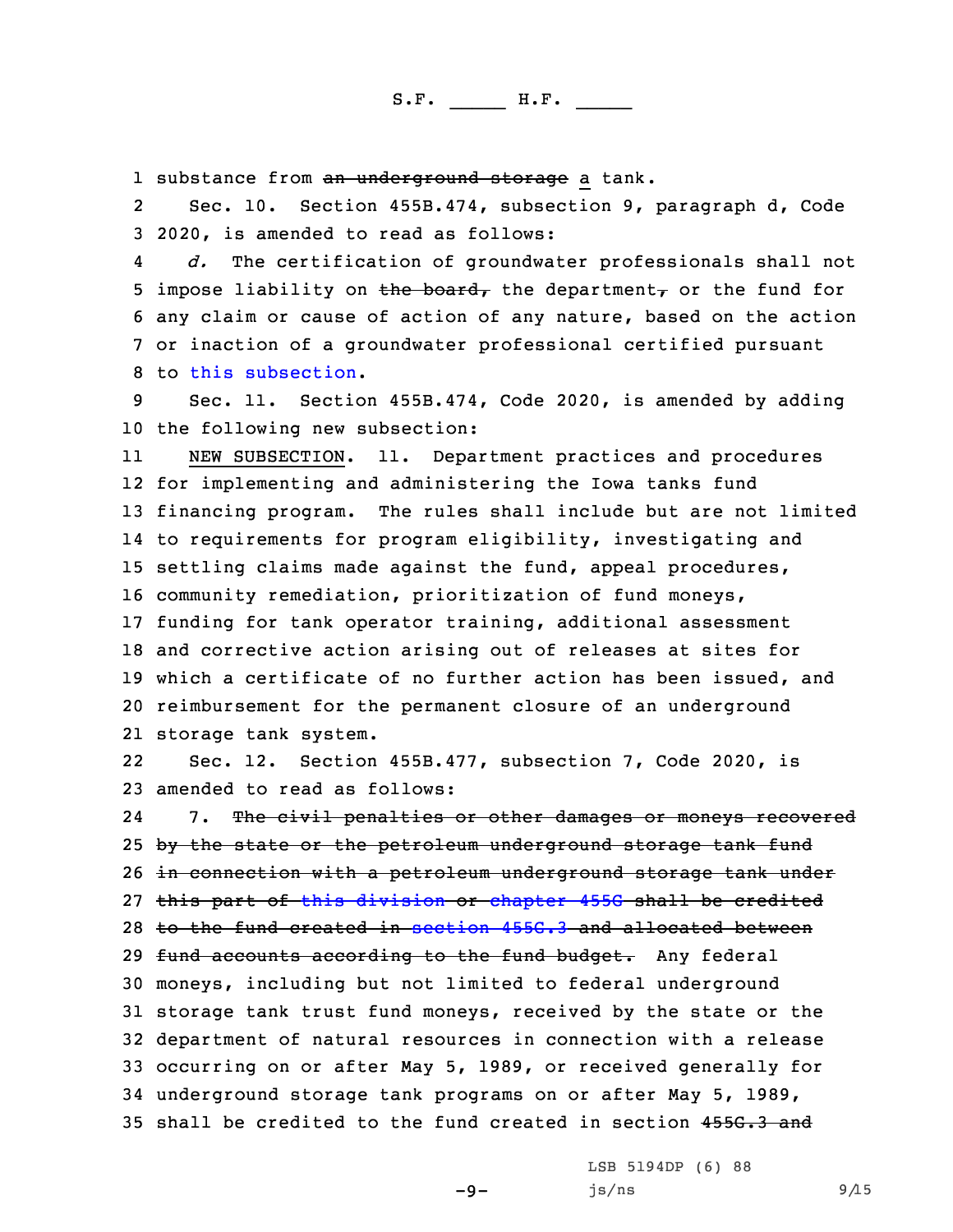substance from ~~an underground storage~~ a tank.

Sec. 10. Section 455B.474, subsection 9, paragraph d, Code 2020, is amended to read as follows:

*d.* The certification of groundwater professionals shall not impose liability on ~~the board,~~ the department~~,~~ or the fund for any claim or cause of action of any nature, based on the action or inaction of a groundwater professional certified pursuant to this subsection.

Sec. 11. Section 455B.474, Code 2020, is amended by adding the following new subsection:

NEW SUBSECTION. 11. Department practices and procedures for implementing and administering the Iowa tanks fund financing program. The rules shall include but are not limited to requirements for program eligibility, investigating and settling claims made against the fund, appeal procedures, community remediation, prioritization of fund moneys, funding for tank operator training, additional assessment and corrective action arising out of releases at sites for which a certificate of no further action has been issued, and reimbursement for the permanent closure of an underground storage tank system.

Sec. 12. Section 455B.477, subsection 7, Code 2020, is amended to read as follows:

7. ~~The civil penalties or other damages or moneys recovered by the state or the petroleum underground storage tank fund in connection with a petroleum underground storage tank under this part of this division or chapter 455G shall be credited to the fund created in section 455G.3 and allocated between fund accounts according to the fund budget.~~ Any federal moneys, including but not limited to federal underground storage tank trust fund moneys, received by the state or the department of natural resources in connection with a release occurring on or after May 5, 1989, or received generally for underground storage tank programs on or after May 5, 1989, shall be credited to the fund created in section ~~455G.3 and~~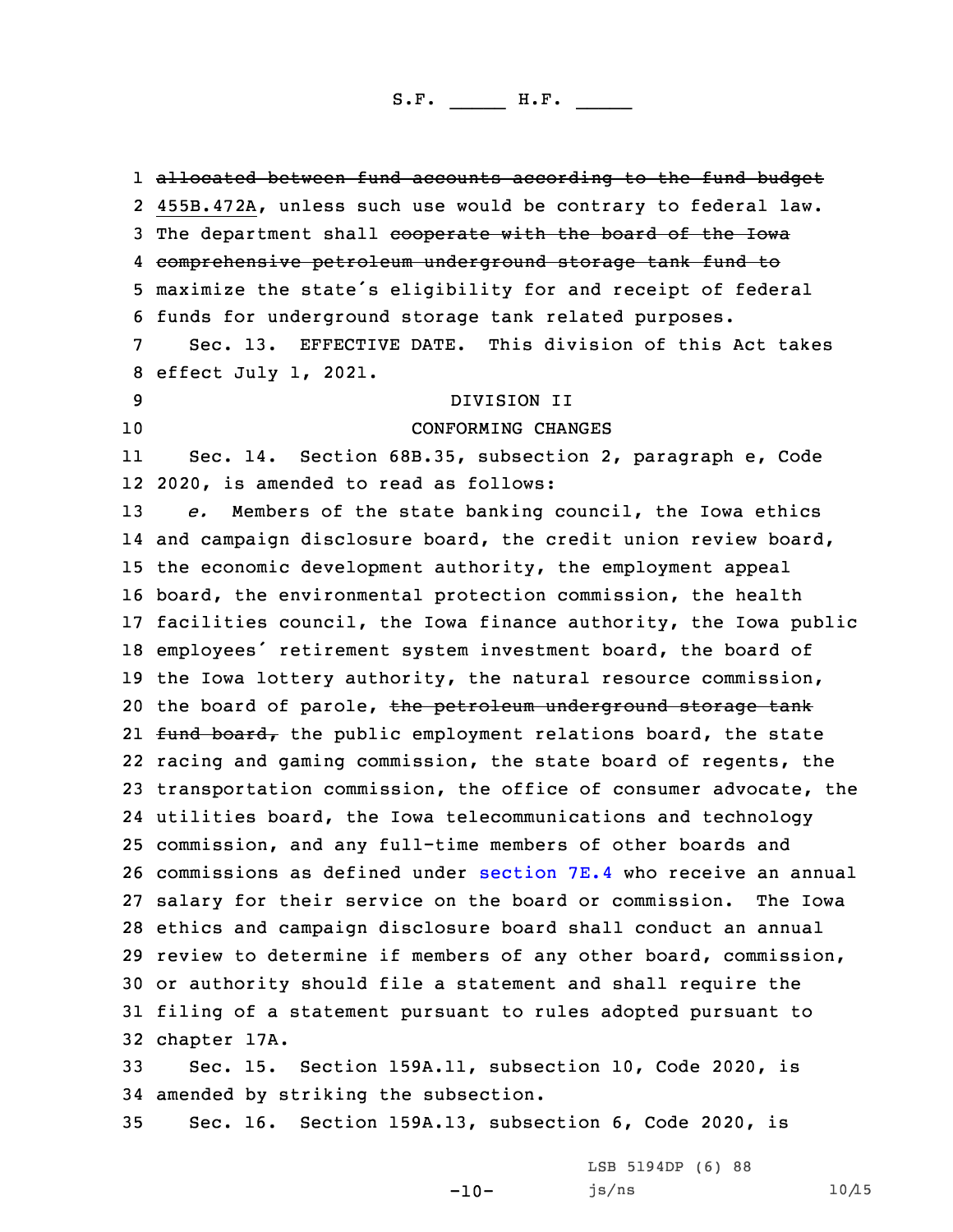~~allocated between fund accounts according to the fund budget~~ 455B.472A, unless such use would be contrary to federal law. The department shall ~~cooperate with the board of the Iowa comprehensive petroleum underground storage tank fund to~~ maximize the state's eligibility for and receipt of federal funds for underground storage tank related purposes.

Sec. 13. EFFECTIVE DATE. This division of this Act takes effect July 1, 2021.

DIVISION II

CONFORMING CHANGES

Sec. 14. Section 68B.35, subsection 2, paragraph e, Code 2020, is amended to read as follows:

*e.* Members of the state banking council, the Iowa ethics and campaign disclosure board, the credit union review board, the economic development authority, the employment appeal board, the environmental protection commission, the health facilities council, the Iowa finance authority, the Iowa public employees' retirement system investment board, the board of the Iowa lottery authority, the natural resource commission, the board of parole, ~~the petroleum underground storage tank fund board,~~ the public employment relations board, the state racing and gaming commission, the state board of regents, the transportation commission, the office of consumer advocate, the utilities board, the Iowa telecommunications and technology commission, and any full-time members of other boards and commissions as defined under section 7E.4 who receive an annual salary for their service on the board or commission. The Iowa ethics and campaign disclosure board shall conduct an annual review to determine if members of any other board, commission, or authority should file a statement and shall require the filing of a statement pursuant to rules adopted pursuant to chapter 17A.

Sec. 15. Section 159A.11, subsection 10, Code 2020, is amended by striking the subsection.

Sec. 16. Section 159A.13, subsection 6, Code 2020, is

LSB 5194DP (6) 88

js/ns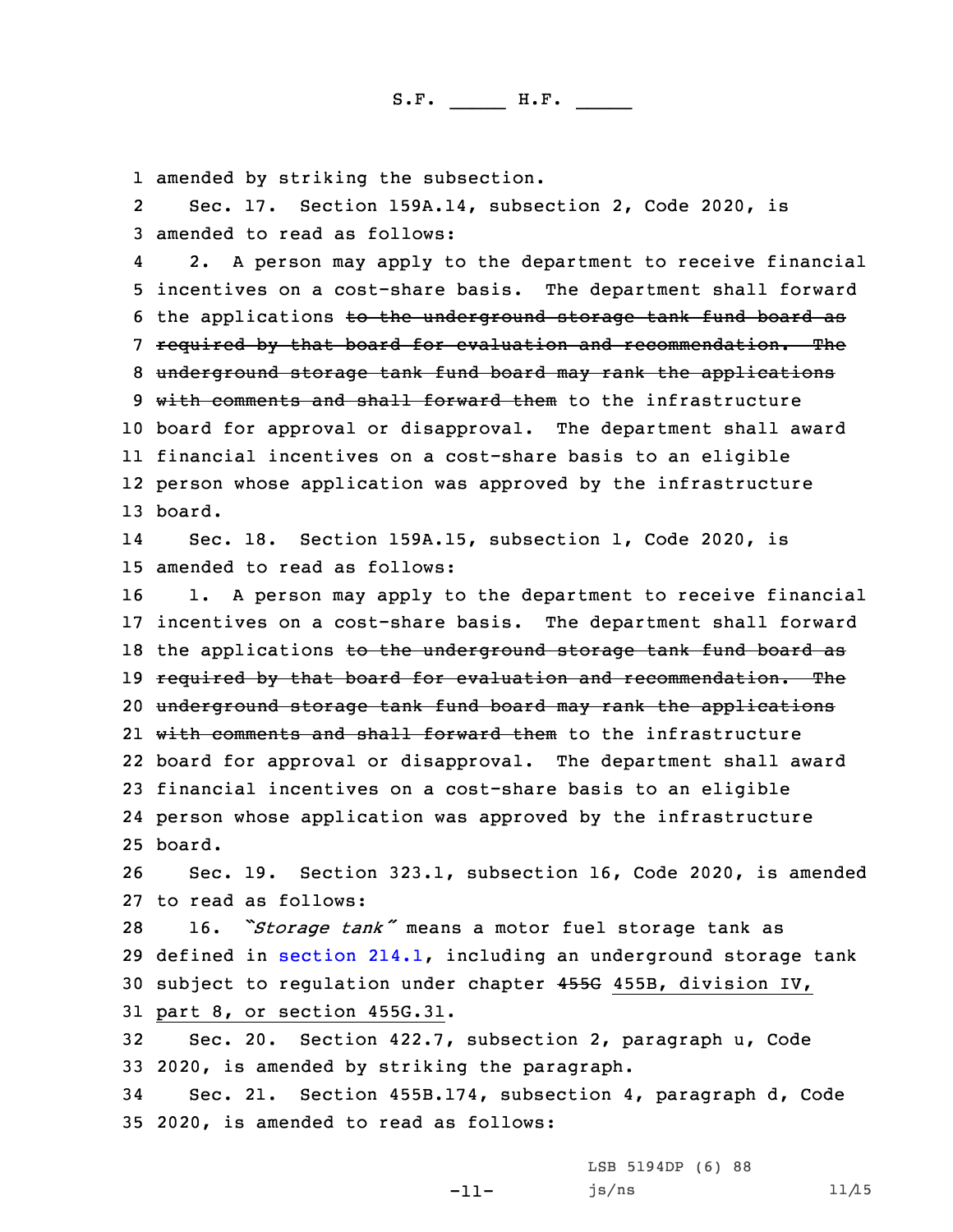amended by striking the subsection.

Sec. 17. Section 159A.14, subsection 2, Code 2020, is amended to read as follows:

2. A person may apply to the department to receive financial incentives on a cost-share basis. The department shall forward the applications ~~to the underground storage tank fund board as required by that board for evaluation and recommendation. The underground storage tank fund board may rank the applications with comments and shall forward them~~ to the infrastructure board for approval or disapproval. The department shall award financial incentives on a cost-share basis to an eligible person whose application was approved by the infrastructure board.

Sec. 18. Section 159A.15, subsection 1, Code 2020, is amended to read as follows:

1. A person may apply to the department to receive financial incentives on a cost-share basis. The department shall forward the applications ~~to the underground storage tank fund board as required by that board for evaluation and recommendation. The underground storage tank fund board may rank the applications with comments and shall forward them~~ to the infrastructure board for approval or disapproval. The department shall award financial incentives on a cost-share basis to an eligible person whose application was approved by the infrastructure board.

Sec. 19. Section 323.1, subsection 16, Code 2020, is amended to read as follows:

16. *"Storage tank"* means a motor fuel storage tank as defined in section 214.1, including an underground storage tank subject to regulation under chapter ~~455G~~ 455B, division IV, part 8, or section 455G.31.

Sec. 20. Section 422.7, subsection 2, paragraph u, Code 2020, is amended by striking the paragraph.

Sec. 21. Section 455B.174, subsection 4, paragraph d, Code 2020, is amended to read as follows: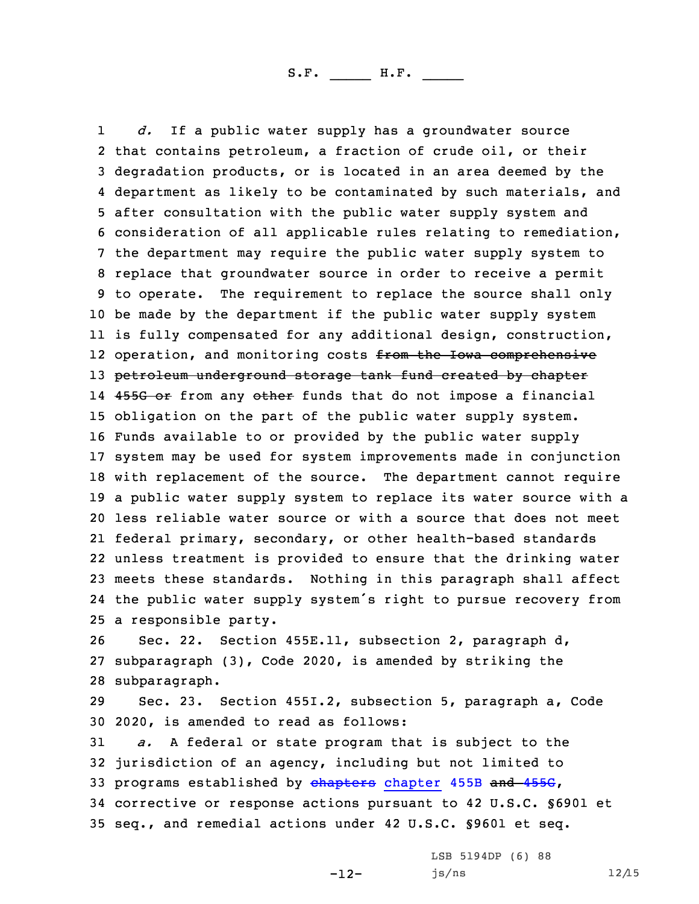*d.* If a public water supply has a groundwater source that contains petroleum, a fraction of crude oil, or their degradation products, or is located in an area deemed by the department as likely to be contaminated by such materials, and after consultation with the public water supply system and consideration of all applicable rules relating to remediation, the department may require the public water supply system to replace that groundwater source in order to receive a permit to operate. The requirement to replace the source shall only be made by the department if the public water supply system is fully compensated for any additional design, construction, operation, and monitoring costs ~~from the Iowa comprehensive petroleum underground storage tank fund created by chapter 455G or~~ from any ~~other~~ funds that do not impose a financial obligation on the part of the public water supply system. Funds available to or provided by the public water supply system may be used for system improvements made in conjunction with replacement of the source. The department cannot require a public water supply system to replace its water source with a less reliable water source or with a source that does not meet federal primary, secondary, or other health-based standards unless treatment is provided to ensure that the drinking water meets these standards. Nothing in this paragraph shall affect the public water supply system's right to pursue recovery from a responsible party.

Sec. 22. Section 455E.11, subsection 2, paragraph d, subparagraph (3), Code 2020, is amended by striking the subparagraph.

Sec. 23. Section 455I.2, subsection 5, paragraph a, Code 2020, is amended to read as follows:

*a.* A federal or state program that is subject to the jurisdiction of an agency, including but not limited to programs established by ~~chapters~~ chapter 455B ~~and 455G~~, corrective or response actions pursuant to 42 U.S.C. §6901 et seq., and remedial actions under 42 U.S.C. §9601 et seq.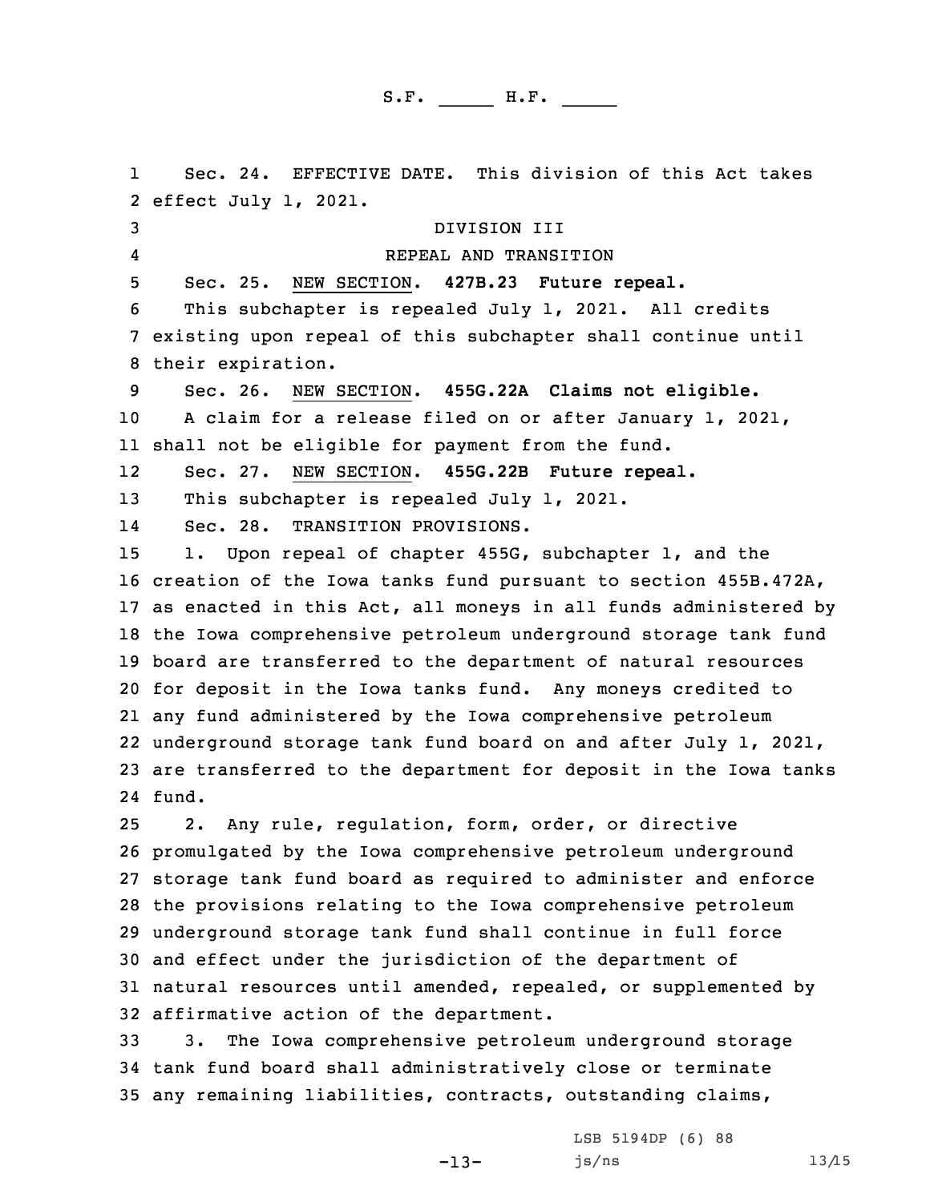Sec. 24. EFFECTIVE DATE. This division of this Act takes effect July 1, 2021.

DIVISION III

REPEAL AND TRANSITION

Sec. 25. NEW SECTION. **427B.23 Future repeal.**

This subchapter is repealed July 1, 2021. All credits existing upon repeal of this subchapter shall continue until their expiration.

Sec. 26. NEW SECTION. **455G.22A Claims not eligible.**

A claim for a release filed on or after January 1, 2021, shall not be eligible for payment from the fund.

Sec. 27. NEW SECTION. **455G.22B Future repeal.**

This subchapter is repealed July 1, 2021.

Sec. 28. TRANSITION PROVISIONS.

1. Upon repeal of chapter 455G, subchapter 1, and the creation of the Iowa tanks fund pursuant to section 455B.472A, as enacted in this Act, all moneys in all funds administered by the Iowa comprehensive petroleum underground storage tank fund board are transferred to the department of natural resources for deposit in the Iowa tanks fund. Any moneys credited to any fund administered by the Iowa comprehensive petroleum underground storage tank fund board on and after July 1, 2021, are transferred to the department for deposit in the Iowa tanks fund.

2. Any rule, regulation, form, order, or directive promulgated by the Iowa comprehensive petroleum underground storage tank fund board as required to administer and enforce the provisions relating to the Iowa comprehensive petroleum underground storage tank fund shall continue in full force and effect under the jurisdiction of the department of natural resources until amended, repealed, or supplemented by affirmative action of the department.

3. The Iowa comprehensive petroleum underground storage tank fund board shall administratively close or terminate any remaining liabilities, contracts, outstanding claims,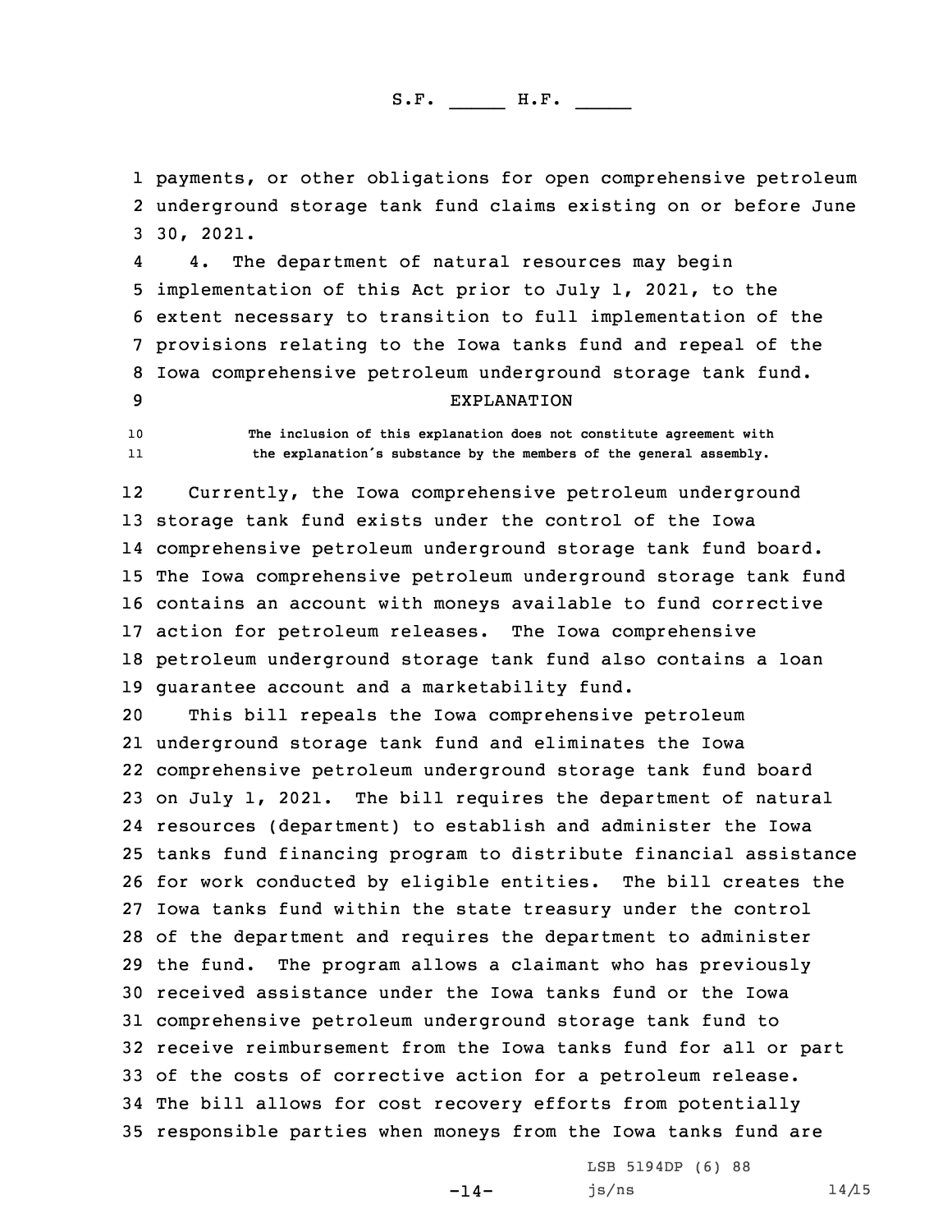payments, or other obligations for open comprehensive petroleum underground storage tank fund claims existing on or before June 30, 2021.

4. The department of natural resources may begin implementation of this Act prior to July 1, 2021, to the extent necessary to transition to full implementation of the provisions relating to the Iowa tanks fund and repeal of the Iowa comprehensive petroleum underground storage tank fund.

## EXPLANATION

**The inclusion of this explanation does not constitute agreement with the explanation's substance by the members of the general assembly.**

Currently, the Iowa comprehensive petroleum underground storage tank fund exists under the control of the Iowa comprehensive petroleum underground storage tank fund board. The Iowa comprehensive petroleum underground storage tank fund contains an account with moneys available to fund corrective action for petroleum releases. The Iowa comprehensive petroleum underground storage tank fund also contains a loan guarantee account and a marketability fund.

This bill repeals the Iowa comprehensive petroleum underground storage tank fund and eliminates the Iowa comprehensive petroleum underground storage tank fund board on July 1, 2021. The bill requires the department of natural resources (department) to establish and administer the Iowa tanks fund financing program to distribute financial assistance for work conducted by eligible entities. The bill creates the Iowa tanks fund within the state treasury under the control of the department and requires the department to administer the fund. The program allows a claimant who has previously received assistance under the Iowa tanks fund or the Iowa comprehensive petroleum underground storage tank fund to receive reimbursement from the Iowa tanks fund for all or part of the costs of corrective action for a petroleum release. The bill allows for cost recovery efforts from potentially responsible parties when moneys from the Iowa tanks fund are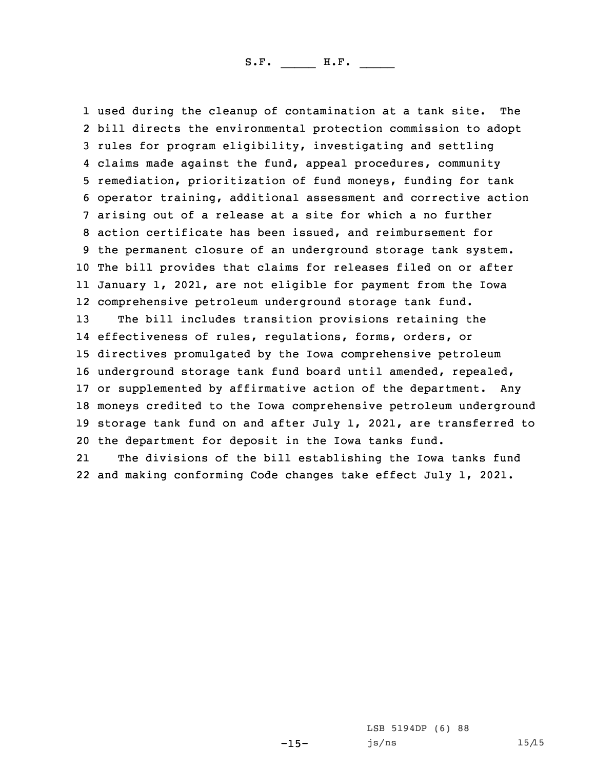used during the cleanup of contamination at a tank site. The bill directs the environmental protection commission to adopt rules for program eligibility, investigating and settling claims made against the fund, appeal procedures, community remediation, prioritization of fund moneys, funding for tank operator training, additional assessment and corrective action arising out of a release at a site for which a no further action certificate has been issued, and reimbursement for the permanent closure of an underground storage tank system. The bill provides that claims for releases filed on or after January 1, 2021, are not eligible for payment from the Iowa comprehensive petroleum underground storage tank fund.

The bill includes transition provisions retaining the effectiveness of rules, regulations, forms, orders, or directives promulgated by the Iowa comprehensive petroleum underground storage tank fund board until amended, repealed, or supplemented by affirmative action of the department. Any moneys credited to the Iowa comprehensive petroleum underground storage tank fund on and after July 1, 2021, are transferred to the department for deposit in the Iowa tanks fund.

The divisions of the bill establishing the Iowa tanks fund and making conforming Code changes take effect July 1, 2021.